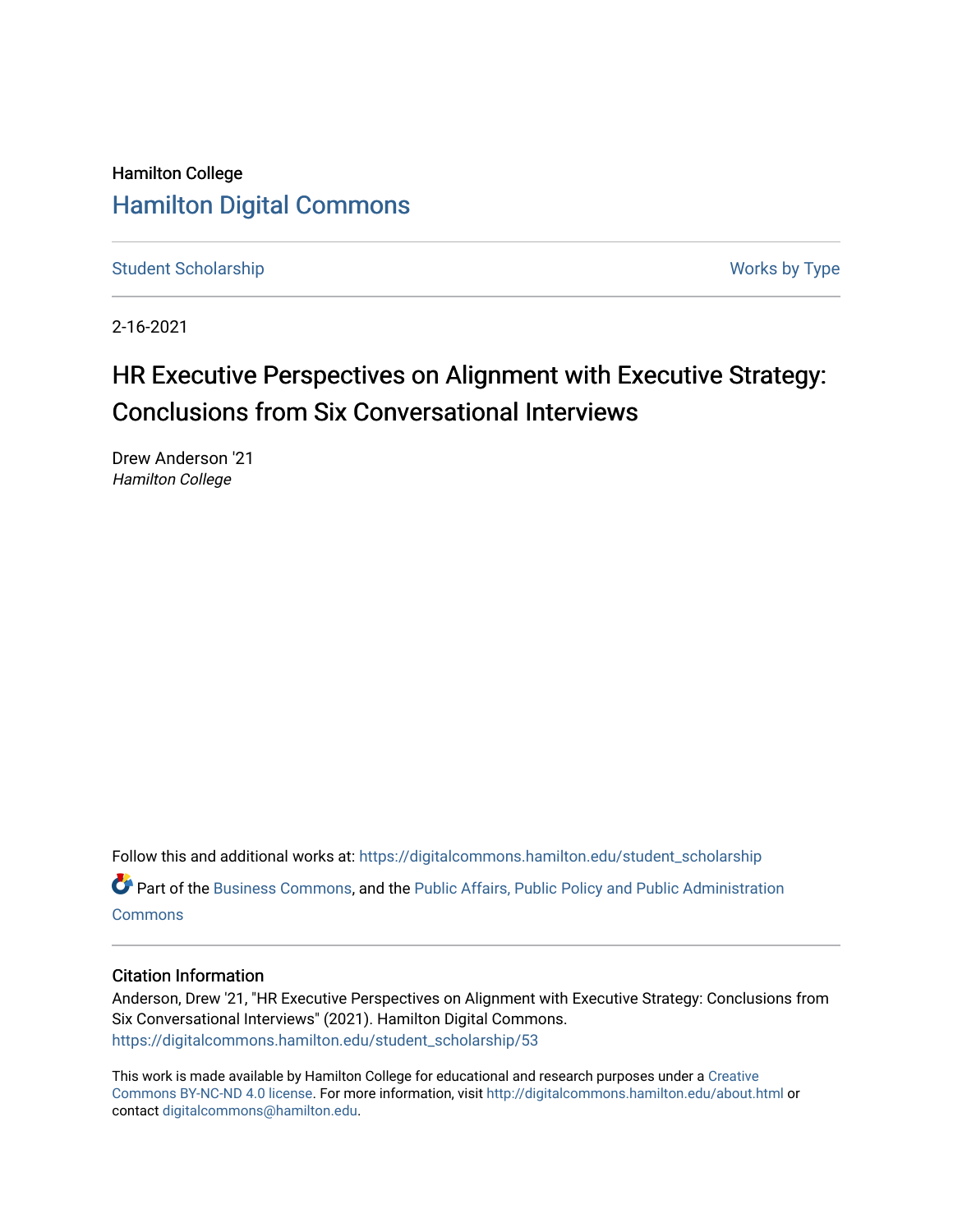Hamilton College

# Hamilton Digital Commons

Student Scholarship | Works by Type

2-16-2021

# HR Executive Perspectives on Alignment with Executive Strategy: Conclusions from Six Conversational Interviews

Drew Anderson '21
*Hamilton College*

Follow this and additional works at: https://digitalcommons.hamilton.edu/student_scholarship

Part of the Business Commons, and the Public Affairs, Public Policy and Public Administration Commons

## Citation Information

Anderson, Drew '21, "HR Executive Perspectives on Alignment with Executive Strategy: Conclusions from Six Conversational Interviews" (2021). Hamilton Digital Commons.
https://digitalcommons.hamilton.edu/student_scholarship/53

This work is made available by Hamilton College for educational and research purposes under a Creative Commons BY-NC-ND 4.0 license. For more information, visit http://digitalcommons.hamilton.edu/about.html or contact digitalcommons@hamilton.edu.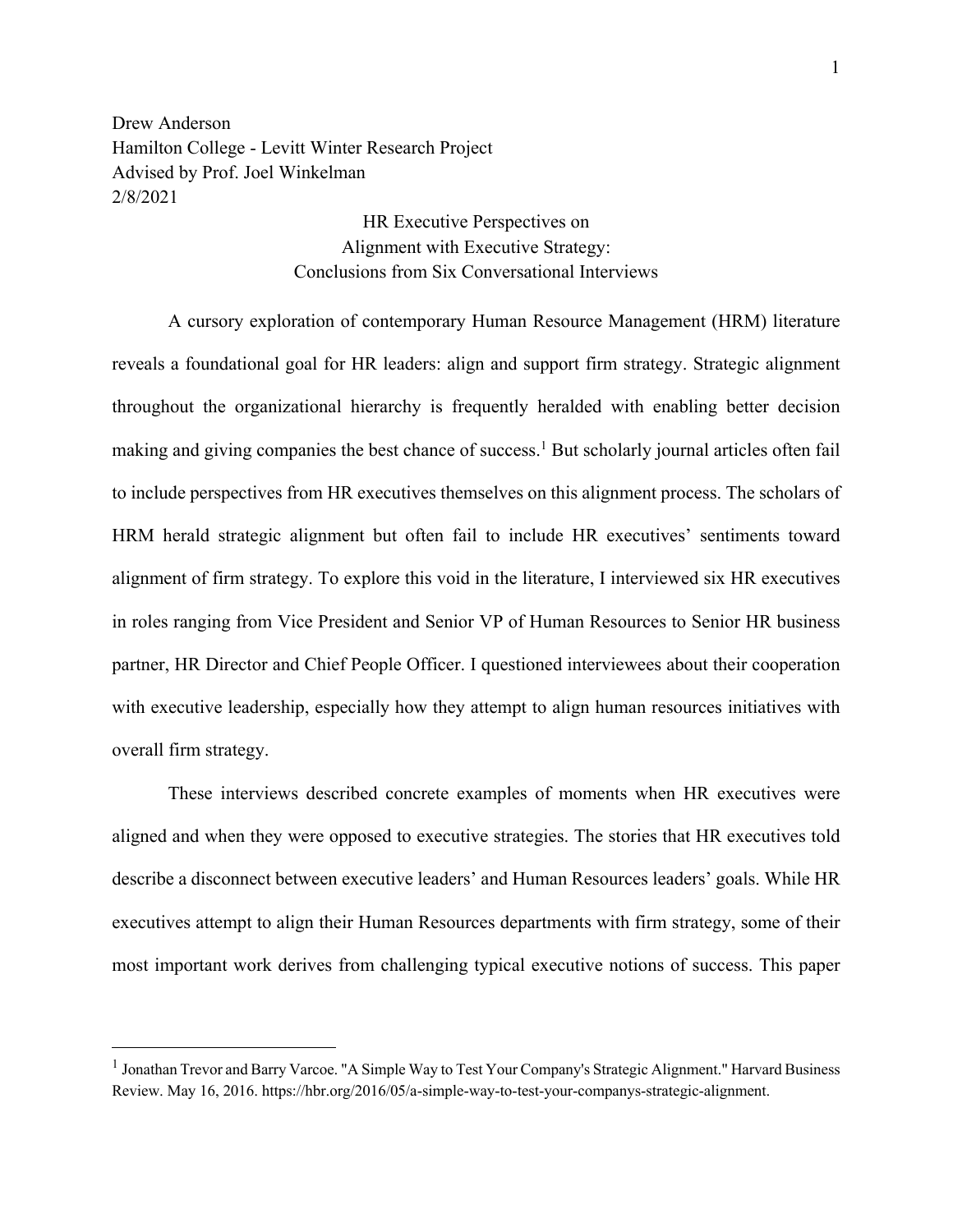Drew Anderson
Hamilton College - Levitt Winter Research Project
Advised by Prof. Joel Winkelman
2/8/2021

# HR Executive Perspectives on Alignment with Executive Strategy: Conclusions from Six Conversational Interviews

A cursory exploration of contemporary Human Resource Management (HRM) literature reveals a foundational goal for HR leaders: align and support firm strategy. Strategic alignment throughout the organizational hierarchy is frequently heralded with enabling better decision making and giving companies the best chance of success.[1] But scholarly journal articles often fail to include perspectives from HR executives themselves on this alignment process. The scholars of HRM herald strategic alignment but often fail to include HR executives' sentiments toward alignment of firm strategy. To explore this void in the literature, I interviewed six HR executives in roles ranging from Vice President and Senior VP of Human Resources to Senior HR business partner, HR Director and Chief People Officer. I questioned interviewees about their cooperation with executive leadership, especially how they attempt to align human resources initiatives with overall firm strategy.

These interviews described concrete examples of moments when HR executives were aligned and when they were opposed to executive strategies. The stories that HR executives told describe a disconnect between executive leaders' and Human Resources leaders' goals. While HR executives attempt to align their Human Resources departments with firm strategy, some of their most important work derives from challenging typical executive notions of success. This paper

---

[1] Jonathan Trevor and Barry Varcoe. "A Simple Way to Test Your Company's Strategic Alignment." Harvard Business Review. May 16, 2016. https://hbr.org/2016/05/a-simple-way-to-test-your-companys-strategic-alignment.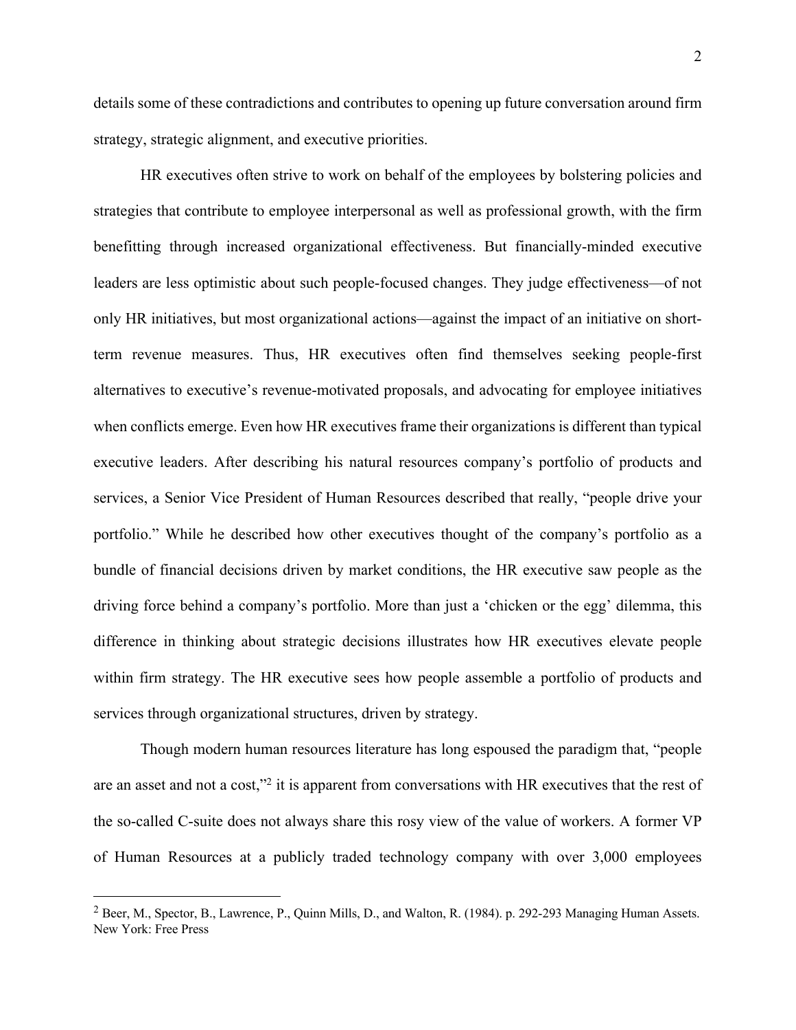details some of these contradictions and contributes to opening up future conversation around firm strategy, strategic alignment, and executive priorities.

HR executives often strive to work on behalf of the employees by bolstering policies and strategies that contribute to employee interpersonal as well as professional growth, with the firm benefitting through increased organizational effectiveness. But financially-minded executive leaders are less optimistic about such people-focused changes. They judge effectiveness—of not only HR initiatives, but most organizational actions—against the impact of an initiative on short-term revenue measures. Thus, HR executives often find themselves seeking people-first alternatives to executive's revenue-motivated proposals, and advocating for employee initiatives when conflicts emerge. Even how HR executives frame their organizations is different than typical executive leaders. After describing his natural resources company's portfolio of products and services, a Senior Vice President of Human Resources described that really, "people drive your portfolio." While he described how other executives thought of the company's portfolio as a bundle of financial decisions driven by market conditions, the HR executive saw people as the driving force behind a company's portfolio. More than just a 'chicken or the egg' dilemma, this difference in thinking about strategic decisions illustrates how HR executives elevate people within firm strategy. The HR executive sees how people assemble a portfolio of products and services through organizational structures, driven by strategy.

Though modern human resources literature has long espoused the paradigm that, "people are an asset and not a cost,"[2] it is apparent from conversations with HR executives that the rest of the so-called C-suite does not always share this rosy view of the value of workers. A former VP of Human Resources at a publicly traded technology company with over 3,000 employees

[2] Beer, M., Spector, B., Lawrence, P., Quinn Mills, D., and Walton, R. (1984). p. 292-293 Managing Human Assets. New York: Free Press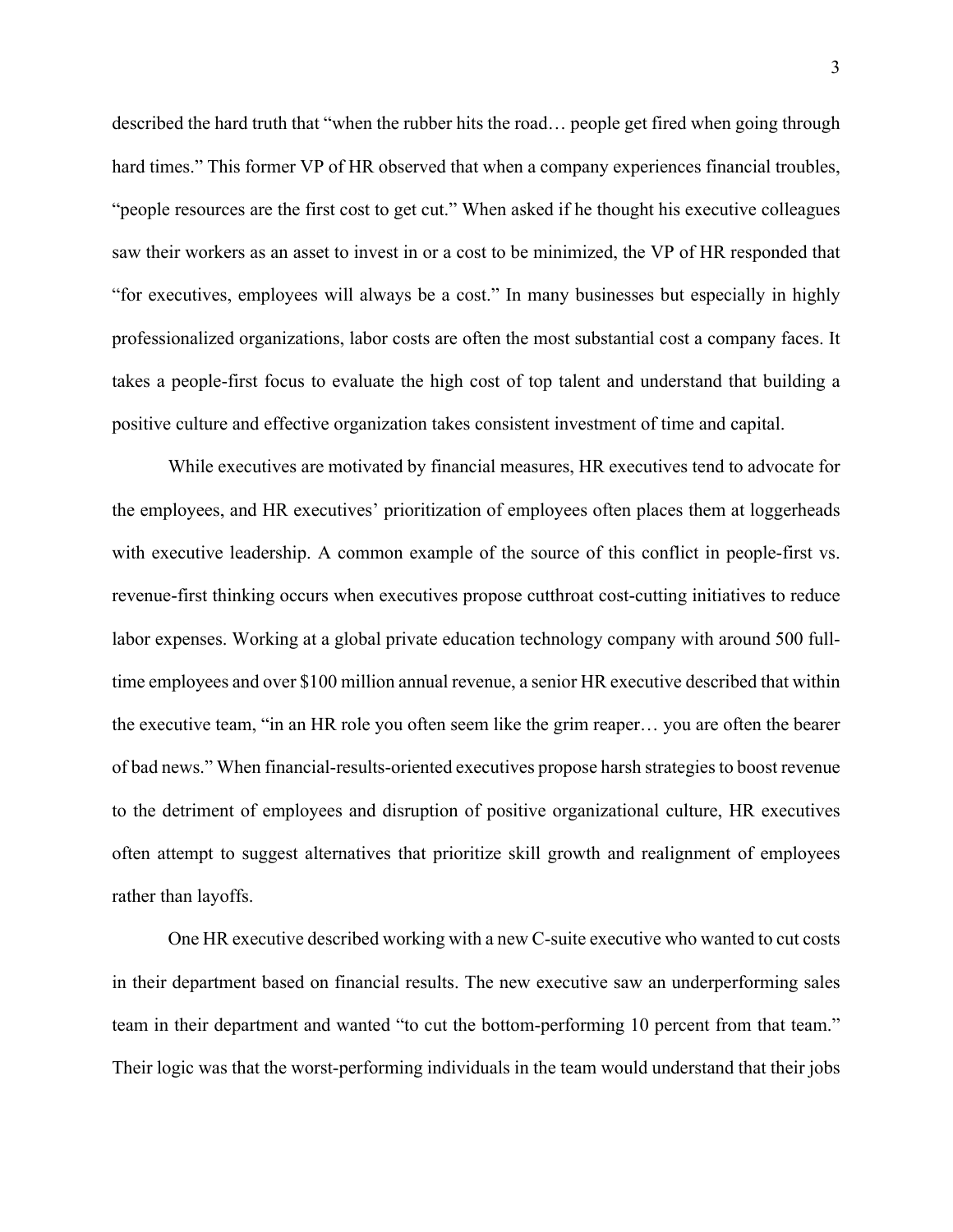described the hard truth that "when the rubber hits the road… people get fired when going through hard times." This former VP of HR observed that when a company experiences financial troubles, "people resources are the first cost to get cut." When asked if he thought his executive colleagues saw their workers as an asset to invest in or a cost to be minimized, the VP of HR responded that "for executives, employees will always be a cost." In many businesses but especially in highly professionalized organizations, labor costs are often the most substantial cost a company faces. It takes a people-first focus to evaluate the high cost of top talent and understand that building a positive culture and effective organization takes consistent investment of time and capital.

While executives are motivated by financial measures, HR executives tend to advocate for the employees, and HR executives' prioritization of employees often places them at loggerheads with executive leadership. A common example of the source of this conflict in people-first vs. revenue-first thinking occurs when executives propose cutthroat cost-cutting initiatives to reduce labor expenses. Working at a global private education technology company with around 500 full-time employees and over $100 million annual revenue, a senior HR executive described that within the executive team, "in an HR role you often seem like the grim reaper… you are often the bearer of bad news." When financial-results-oriented executives propose harsh strategies to boost revenue to the detriment of employees and disruption of positive organizational culture, HR executives often attempt to suggest alternatives that prioritize skill growth and realignment of employees rather than layoffs.

One HR executive described working with a new C-suite executive who wanted to cut costs in their department based on financial results. The new executive saw an underperforming sales team in their department and wanted "to cut the bottom-performing 10 percent from that team." Their logic was that the worst-performing individuals in the team would understand that their jobs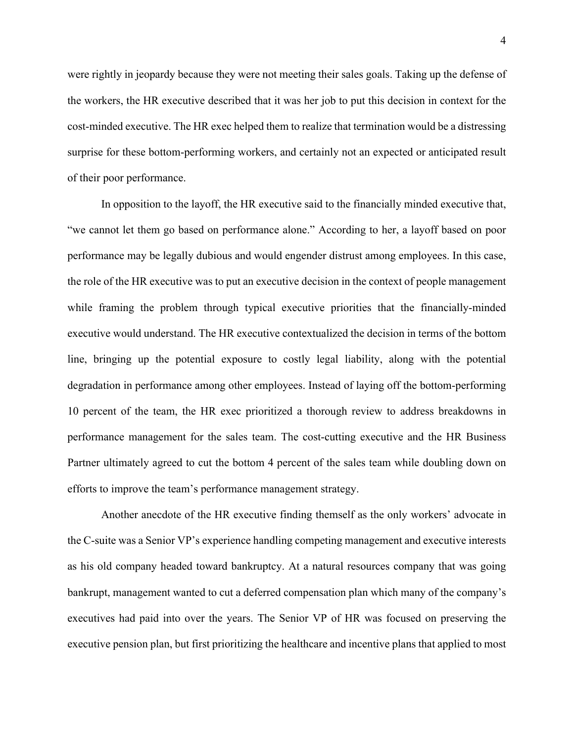were rightly in jeopardy because they were not meeting their sales goals. Taking up the defense of the workers, the HR executive described that it was her job to put this decision in context for the cost-minded executive. The HR exec helped them to realize that termination would be a distressing surprise for these bottom-performing workers, and certainly not an expected or anticipated result of their poor performance.

In opposition to the layoff, the HR executive said to the financially minded executive that, "we cannot let them go based on performance alone." According to her, a layoff based on poor performance may be legally dubious and would engender distrust among employees. In this case, the role of the HR executive was to put an executive decision in the context of people management while framing the problem through typical executive priorities that the financially-minded executive would understand. The HR executive contextualized the decision in terms of the bottom line, bringing up the potential exposure to costly legal liability, along with the potential degradation in performance among other employees. Instead of laying off the bottom-performing 10 percent of the team, the HR exec prioritized a thorough review to address breakdowns in performance management for the sales team. The cost-cutting executive and the HR Business Partner ultimately agreed to cut the bottom 4 percent of the sales team while doubling down on efforts to improve the team's performance management strategy.

Another anecdote of the HR executive finding themself as the only workers' advocate in the C-suite was a Senior VP's experience handling competing management and executive interests as his old company headed toward bankruptcy. At a natural resources company that was going bankrupt, management wanted to cut a deferred compensation plan which many of the company's executives had paid into over the years. The Senior VP of HR was focused on preserving the executive pension plan, but first prioritizing the healthcare and incentive plans that applied to most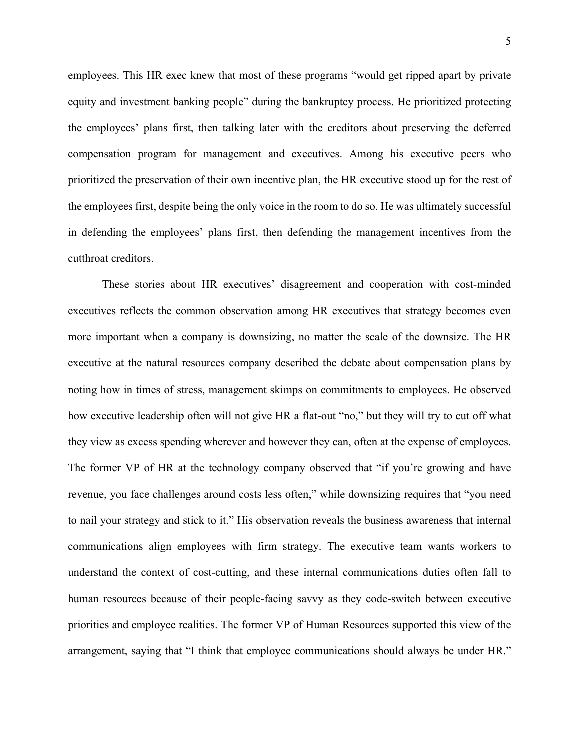employees. This HR exec knew that most of these programs "would get ripped apart by private equity and investment banking people" during the bankruptcy process. He prioritized protecting the employees' plans first, then talking later with the creditors about preserving the deferred compensation program for management and executives. Among his executive peers who prioritized the preservation of their own incentive plan, the HR executive stood up for the rest of the employees first, despite being the only voice in the room to do so. He was ultimately successful in defending the employees' plans first, then defending the management incentives from the cutthroat creditors.

These stories about HR executives' disagreement and cooperation with cost-minded executives reflects the common observation among HR executives that strategy becomes even more important when a company is downsizing, no matter the scale of the downsize. The HR executive at the natural resources company described the debate about compensation plans by noting how in times of stress, management skimps on commitments to employees. He observed how executive leadership often will not give HR a flat-out "no," but they will try to cut off what they view as excess spending wherever and however they can, often at the expense of employees. The former VP of HR at the technology company observed that "if you're growing and have revenue, you face challenges around costs less often," while downsizing requires that "you need to nail your strategy and stick to it." His observation reveals the business awareness that internal communications align employees with firm strategy. The executive team wants workers to understand the context of cost-cutting, and these internal communications duties often fall to human resources because of their people-facing savvy as they code-switch between executive priorities and employee realities. The former VP of Human Resources supported this view of the arrangement, saying that "I think that employee communications should always be under HR."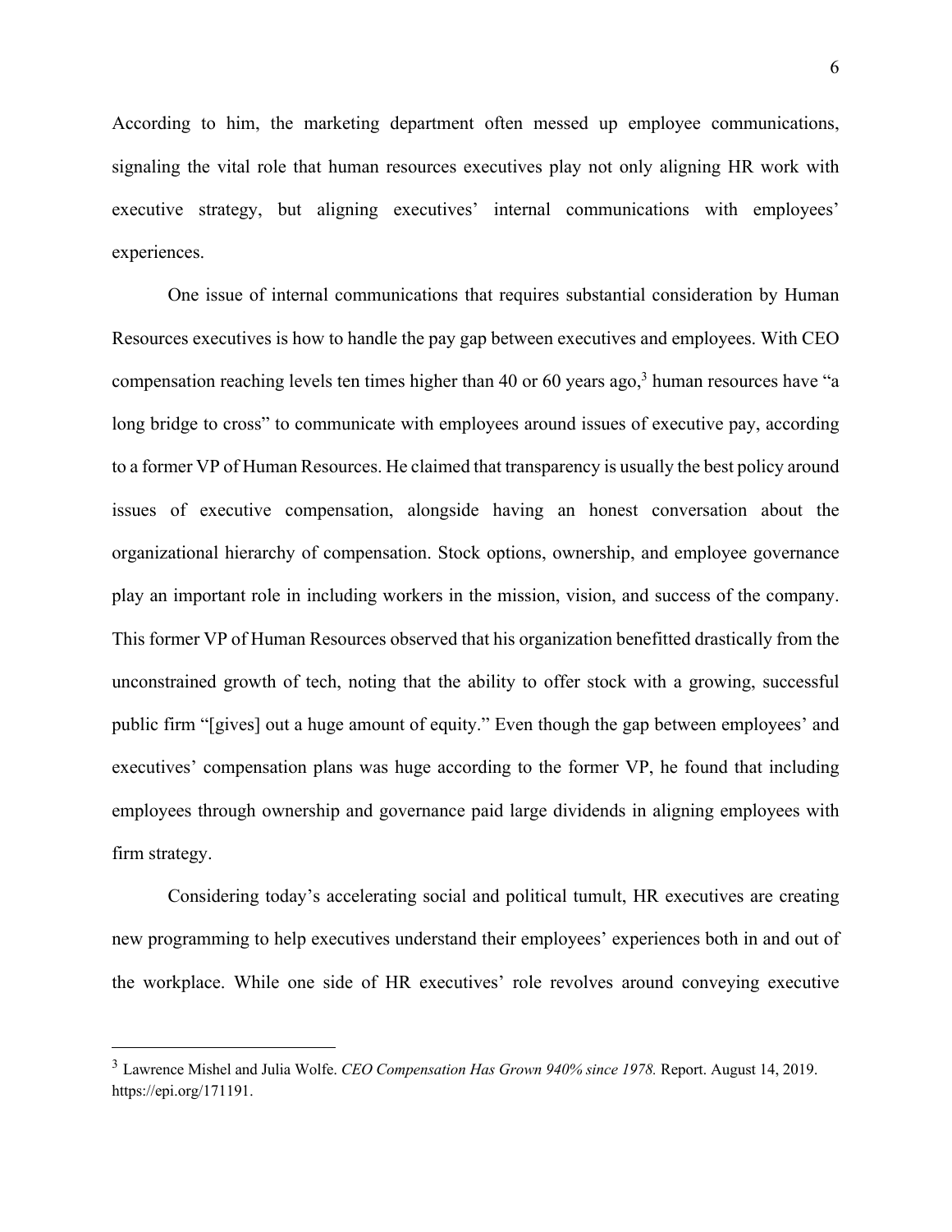According to him, the marketing department often messed up employee communications, signaling the vital role that human resources executives play not only aligning HR work with executive strategy, but aligning executives' internal communications with employees' experiences.

One issue of internal communications that requires substantial consideration by Human Resources executives is how to handle the pay gap between executives and employees. With CEO compensation reaching levels ten times higher than 40 or 60 years ago,[3] human resources have "a long bridge to cross" to communicate with employees around issues of executive pay, according to a former VP of Human Resources. He claimed that transparency is usually the best policy around issues of executive compensation, alongside having an honest conversation about the organizational hierarchy of compensation. Stock options, ownership, and employee governance play an important role in including workers in the mission, vision, and success of the company. This former VP of Human Resources observed that his organization benefitted drastically from the unconstrained growth of tech, noting that the ability to offer stock with a growing, successful public firm "[gives] out a huge amount of equity." Even though the gap between employees' and executives' compensation plans was huge according to the former VP, he found that including employees through ownership and governance paid large dividends in aligning employees with firm strategy.

Considering today's accelerating social and political tumult, HR executives are creating new programming to help executives understand their employees' experiences both in and out of the workplace. While one side of HR executives' role revolves around conveying executive

---

[3] Lawrence Mishel and Julia Wolfe. *CEO Compensation Has Grown 940% since 1978.* Report. August 14, 2019. https://epi.org/171191.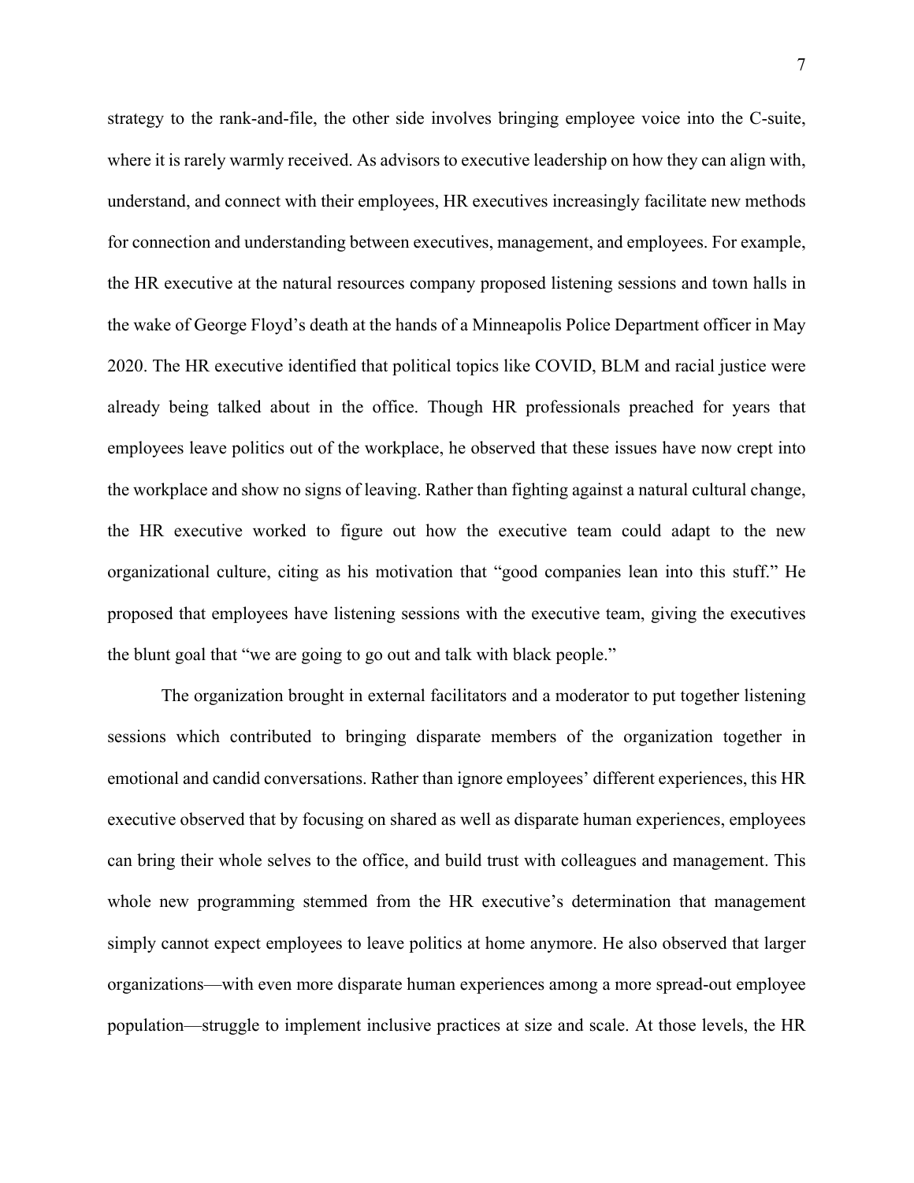strategy to the rank-and-file, the other side involves bringing employee voice into the C-suite, where it is rarely warmly received. As advisors to executive leadership on how they can align with, understand, and connect with their employees, HR executives increasingly facilitate new methods for connection and understanding between executives, management, and employees. For example, the HR executive at the natural resources company proposed listening sessions and town halls in the wake of George Floyd's death at the hands of a Minneapolis Police Department officer in May 2020. The HR executive identified that political topics like COVID, BLM and racial justice were already being talked about in the office. Though HR professionals preached for years that employees leave politics out of the workplace, he observed that these issues have now crept into the workplace and show no signs of leaving. Rather than fighting against a natural cultural change, the HR executive worked to figure out how the executive team could adapt to the new organizational culture, citing as his motivation that "good companies lean into this stuff." He proposed that employees have listening sessions with the executive team, giving the executives the blunt goal that "we are going to go out and talk with black people."

The organization brought in external facilitators and a moderator to put together listening sessions which contributed to bringing disparate members of the organization together in emotional and candid conversations. Rather than ignore employees' different experiences, this HR executive observed that by focusing on shared as well as disparate human experiences, employees can bring their whole selves to the office, and build trust with colleagues and management. This whole new programming stemmed from the HR executive's determination that management simply cannot expect employees to leave politics at home anymore. He also observed that larger organizations—with even more disparate human experiences among a more spread-out employee population—struggle to implement inclusive practices at size and scale. At those levels, the HR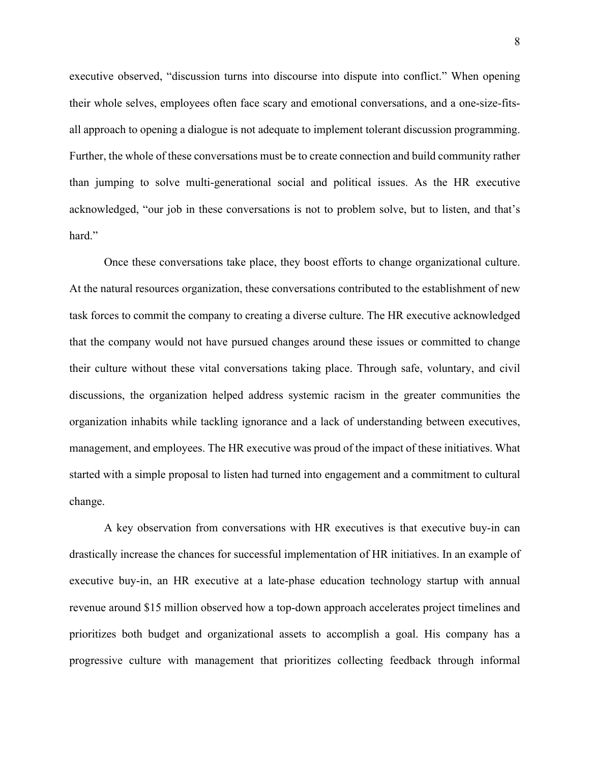executive observed, "discussion turns into discourse into dispute into conflict." When opening their whole selves, employees often face scary and emotional conversations, and a one-size-fits-all approach to opening a dialogue is not adequate to implement tolerant discussion programming. Further, the whole of these conversations must be to create connection and build community rather than jumping to solve multi-generational social and political issues. As the HR executive acknowledged, "our job in these conversations is not to problem solve, but to listen, and that's hard."

Once these conversations take place, they boost efforts to change organizational culture. At the natural resources organization, these conversations contributed to the establishment of new task forces to commit the company to creating a diverse culture. The HR executive acknowledged that the company would not have pursued changes around these issues or committed to change their culture without these vital conversations taking place. Through safe, voluntary, and civil discussions, the organization helped address systemic racism in the greater communities the organization inhabits while tackling ignorance and a lack of understanding between executives, management, and employees. The HR executive was proud of the impact of these initiatives. What started with a simple proposal to listen had turned into engagement and a commitment to cultural change.

A key observation from conversations with HR executives is that executive buy-in can drastically increase the chances for successful implementation of HR initiatives. In an example of executive buy-in, an HR executive at a late-phase education technology startup with annual revenue around $15 million observed how a top-down approach accelerates project timelines and prioritizes both budget and organizational assets to accomplish a goal. His company has a progressive culture with management that prioritizes collecting feedback through informal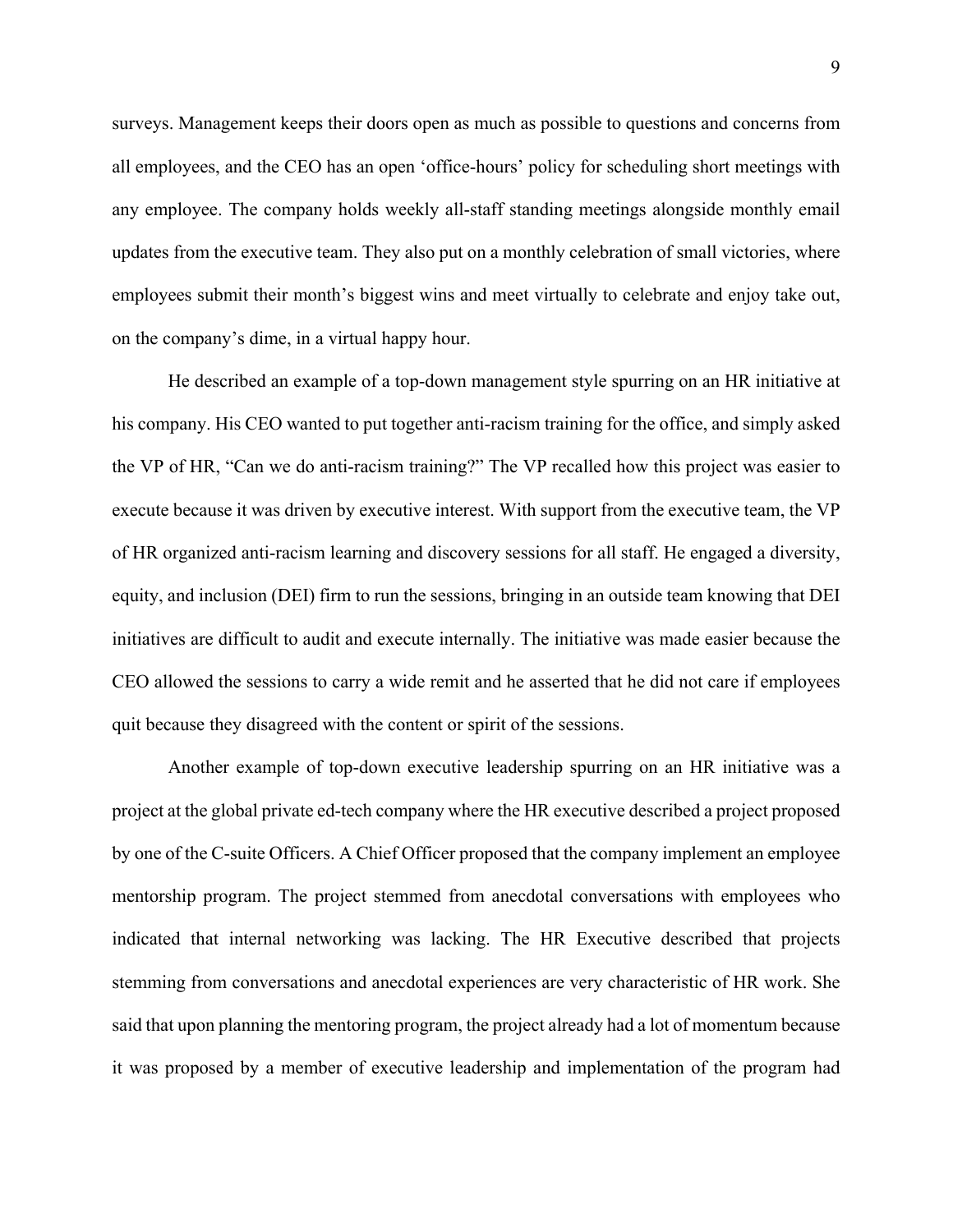surveys. Management keeps their doors open as much as possible to questions and concerns from all employees, and the CEO has an open ‘office-hours’ policy for scheduling short meetings with any employee. The company holds weekly all-staff standing meetings alongside monthly email updates from the executive team. They also put on a monthly celebration of small victories, where employees submit their month’s biggest wins and meet virtually to celebrate and enjoy take out, on the company’s dime, in a virtual happy hour.

He described an example of a top-down management style spurring on an HR initiative at his company. His CEO wanted to put together anti-racism training for the office, and simply asked the VP of HR, “Can we do anti-racism training?” The VP recalled how this project was easier to execute because it was driven by executive interest. With support from the executive team, the VP of HR organized anti-racism learning and discovery sessions for all staff. He engaged a diversity, equity, and inclusion (DEI) firm to run the sessions, bringing in an outside team knowing that DEI initiatives are difficult to audit and execute internally. The initiative was made easier because the CEO allowed the sessions to carry a wide remit and he asserted that he did not care if employees quit because they disagreed with the content or spirit of the sessions.

Another example of top-down executive leadership spurring on an HR initiative was a project at the global private ed-tech company where the HR executive described a project proposed by one of the C-suite Officers. A Chief Officer proposed that the company implement an employee mentorship program. The project stemmed from anecdotal conversations with employees who indicated that internal networking was lacking. The HR Executive described that projects stemming from conversations and anecdotal experiences are very characteristic of HR work. She said that upon planning the mentoring program, the project already had a lot of momentum because it was proposed by a member of executive leadership and implementation of the program had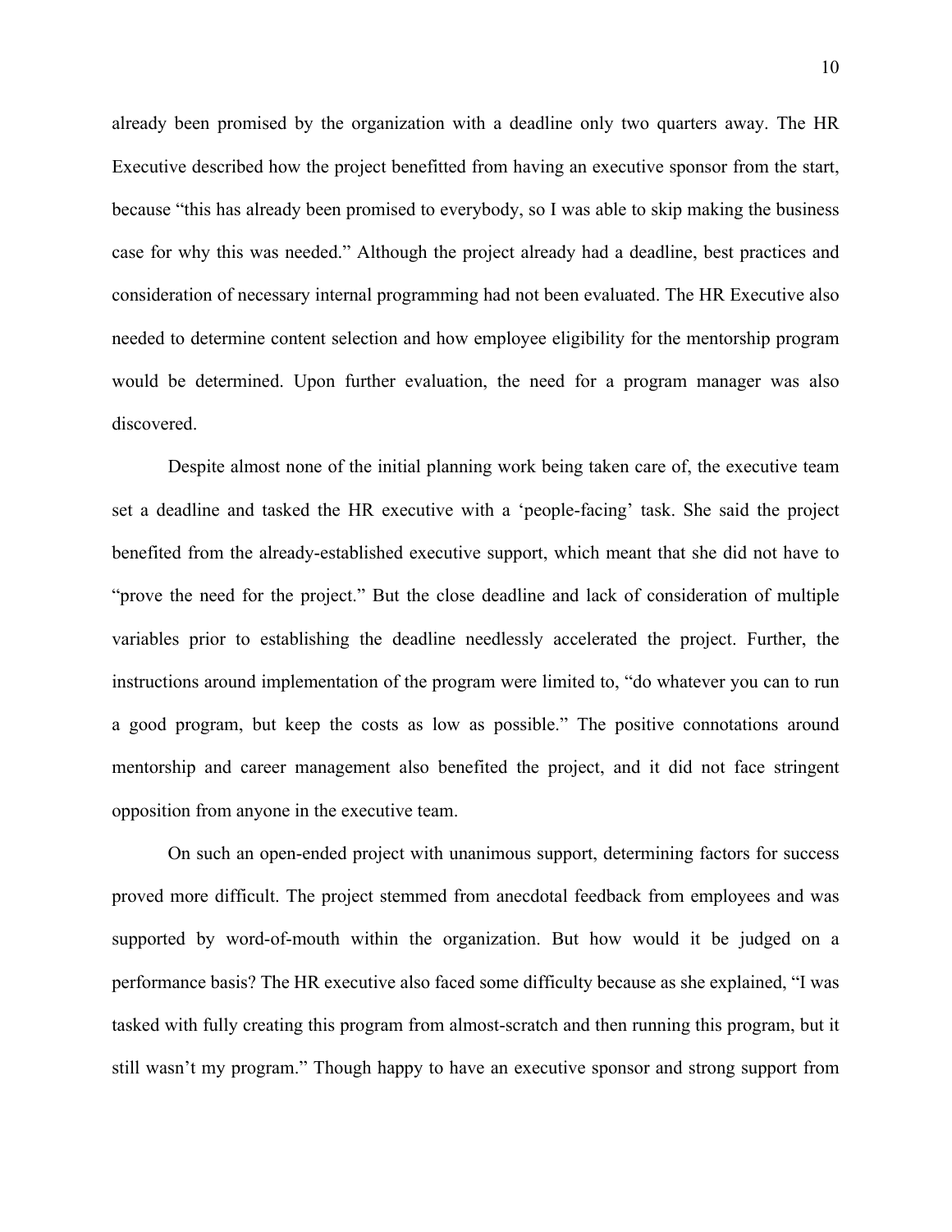already been promised by the organization with a deadline only two quarters away. The HR Executive described how the project benefitted from having an executive sponsor from the start, because "this has already been promised to everybody, so I was able to skip making the business case for why this was needed." Although the project already had a deadline, best practices and consideration of necessary internal programming had not been evaluated. The HR Executive also needed to determine content selection and how employee eligibility for the mentorship program would be determined. Upon further evaluation, the need for a program manager was also discovered.

Despite almost none of the initial planning work being taken care of, the executive team set a deadline and tasked the HR executive with a 'people-facing' task. She said the project benefited from the already-established executive support, which meant that she did not have to "prove the need for the project." But the close deadline and lack of consideration of multiple variables prior to establishing the deadline needlessly accelerated the project. Further, the instructions around implementation of the program were limited to, "do whatever you can to run a good program, but keep the costs as low as possible." The positive connotations around mentorship and career management also benefited the project, and it did not face stringent opposition from anyone in the executive team.

On such an open-ended project with unanimous support, determining factors for success proved more difficult. The project stemmed from anecdotal feedback from employees and was supported by word-of-mouth within the organization. But how would it be judged on a performance basis? The HR executive also faced some difficulty because as she explained, "I was tasked with fully creating this program from almost-scratch and then running this program, but it still wasn't my program." Though happy to have an executive sponsor and strong support from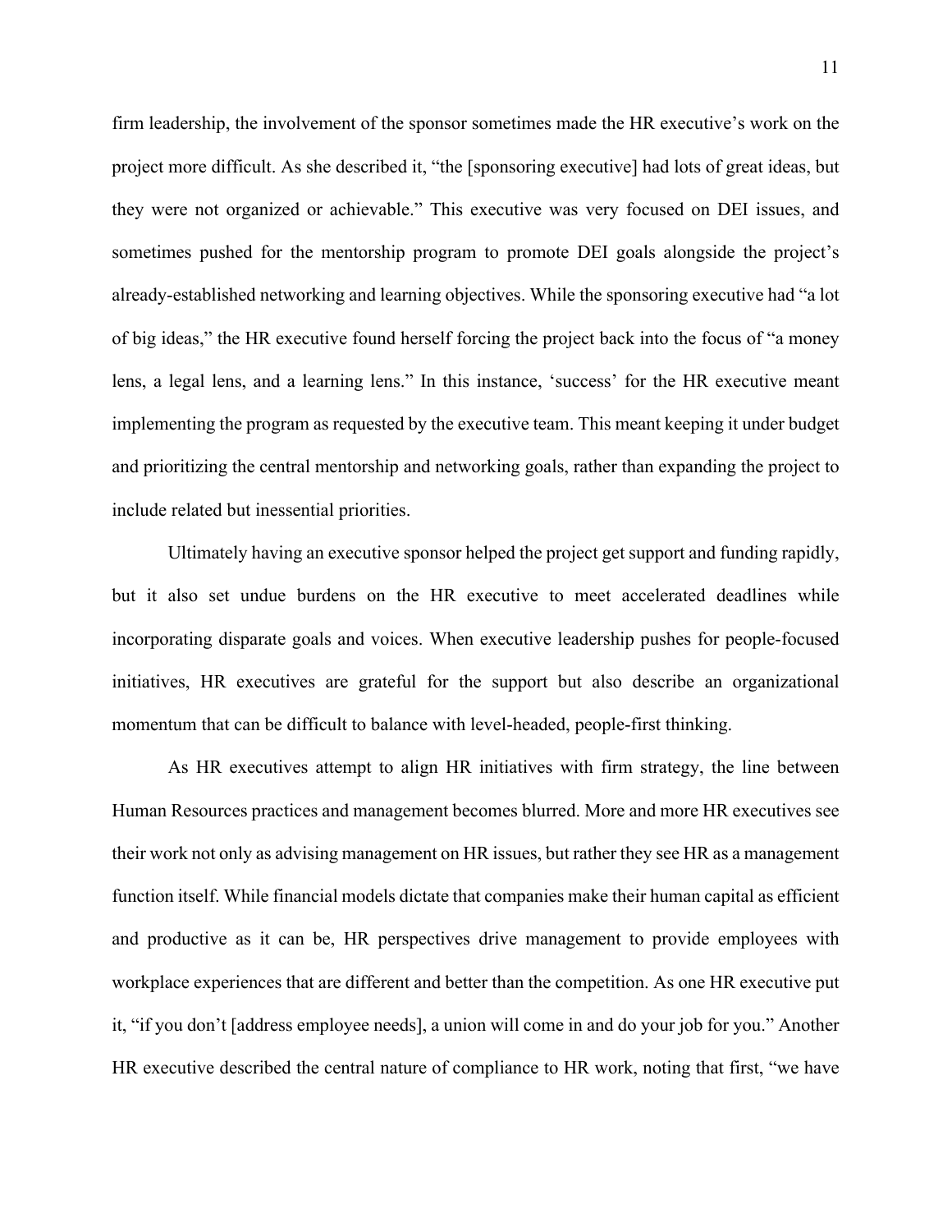firm leadership, the involvement of the sponsor sometimes made the HR executive's work on the project more difficult. As she described it, "the [sponsoring executive] had lots of great ideas, but they were not organized or achievable." This executive was very focused on DEI issues, and sometimes pushed for the mentorship program to promote DEI goals alongside the project's already-established networking and learning objectives. While the sponsoring executive had "a lot of big ideas," the HR executive found herself forcing the project back into the focus of "a money lens, a legal lens, and a learning lens." In this instance, 'success' for the HR executive meant implementing the program as requested by the executive team. This meant keeping it under budget and prioritizing the central mentorship and networking goals, rather than expanding the project to include related but inessential priorities.

Ultimately having an executive sponsor helped the project get support and funding rapidly, but it also set undue burdens on the HR executive to meet accelerated deadlines while incorporating disparate goals and voices. When executive leadership pushes for people-focused initiatives, HR executives are grateful for the support but also describe an organizational momentum that can be difficult to balance with level-headed, people-first thinking.

As HR executives attempt to align HR initiatives with firm strategy, the line between Human Resources practices and management becomes blurred. More and more HR executives see their work not only as advising management on HR issues, but rather they see HR as a management function itself. While financial models dictate that companies make their human capital as efficient and productive as it can be, HR perspectives drive management to provide employees with workplace experiences that are different and better than the competition. As one HR executive put it, "if you don't [address employee needs], a union will come in and do your job for you." Another HR executive described the central nature of compliance to HR work, noting that first, "we have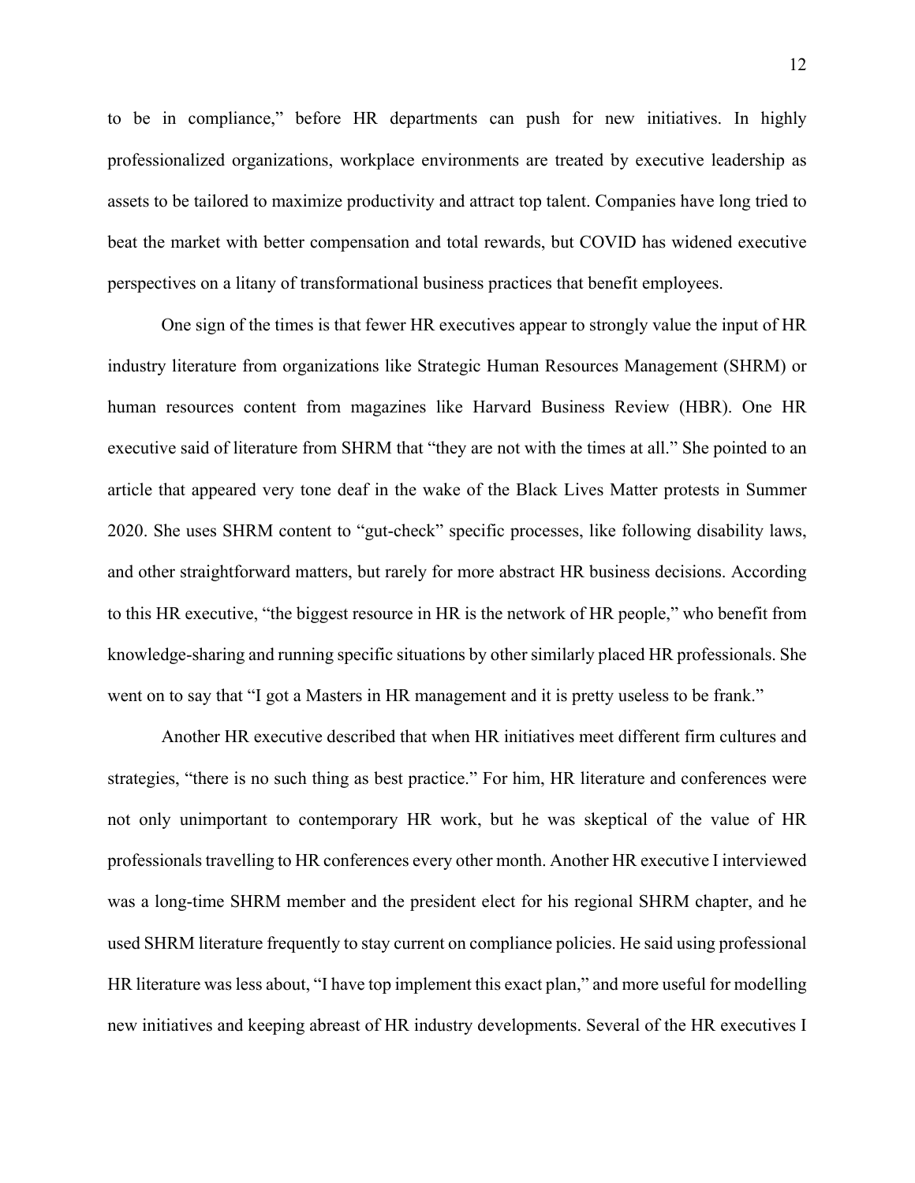to be in compliance," before HR departments can push for new initiatives. In highly professionalized organizations, workplace environments are treated by executive leadership as assets to be tailored to maximize productivity and attract top talent. Companies have long tried to beat the market with better compensation and total rewards, but COVID has widened executive perspectives on a litany of transformational business practices that benefit employees.

One sign of the times is that fewer HR executives appear to strongly value the input of HR industry literature from organizations like Strategic Human Resources Management (SHRM) or human resources content from magazines like Harvard Business Review (HBR). One HR executive said of literature from SHRM that "they are not with the times at all." She pointed to an article that appeared very tone deaf in the wake of the Black Lives Matter protests in Summer 2020. She uses SHRM content to "gut-check" specific processes, like following disability laws, and other straightforward matters, but rarely for more abstract HR business decisions. According to this HR executive, "the biggest resource in HR is the network of HR people," who benefit from knowledge-sharing and running specific situations by other similarly placed HR professionals. She went on to say that "I got a Masters in HR management and it is pretty useless to be frank."

Another HR executive described that when HR initiatives meet different firm cultures and strategies, "there is no such thing as best practice." For him, HR literature and conferences were not only unimportant to contemporary HR work, but he was skeptical of the value of HR professionals travelling to HR conferences every other month. Another HR executive I interviewed was a long-time SHRM member and the president elect for his regional SHRM chapter, and he used SHRM literature frequently to stay current on compliance policies. He said using professional HR literature was less about, "I have top implement this exact plan," and more useful for modelling new initiatives and keeping abreast of HR industry developments. Several of the HR executives I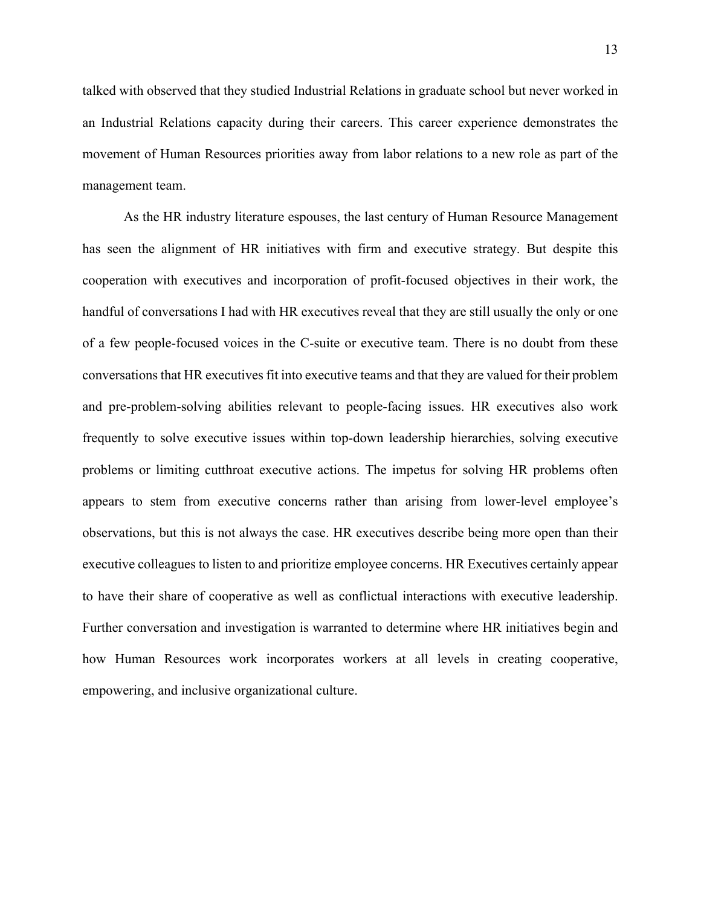talked with observed that they studied Industrial Relations in graduate school but never worked in an Industrial Relations capacity during their careers. This career experience demonstrates the movement of Human Resources priorities away from labor relations to a new role as part of the management team.

As the HR industry literature espouses, the last century of Human Resource Management has seen the alignment of HR initiatives with firm and executive strategy. But despite this cooperation with executives and incorporation of profit-focused objectives in their work, the handful of conversations I had with HR executives reveal that they are still usually the only or one of a few people-focused voices in the C-suite or executive team. There is no doubt from these conversations that HR executives fit into executive teams and that they are valued for their problem and pre-problem-solving abilities relevant to people-facing issues. HR executives also work frequently to solve executive issues within top-down leadership hierarchies, solving executive problems or limiting cutthroat executive actions. The impetus for solving HR problems often appears to stem from executive concerns rather than arising from lower-level employee's observations, but this is not always the case. HR executives describe being more open than their executive colleagues to listen to and prioritize employee concerns. HR Executives certainly appear to have their share of cooperative as well as conflictual interactions with executive leadership. Further conversation and investigation is warranted to determine where HR initiatives begin and how Human Resources work incorporates workers at all levels in creating cooperative, empowering, and inclusive organizational culture.